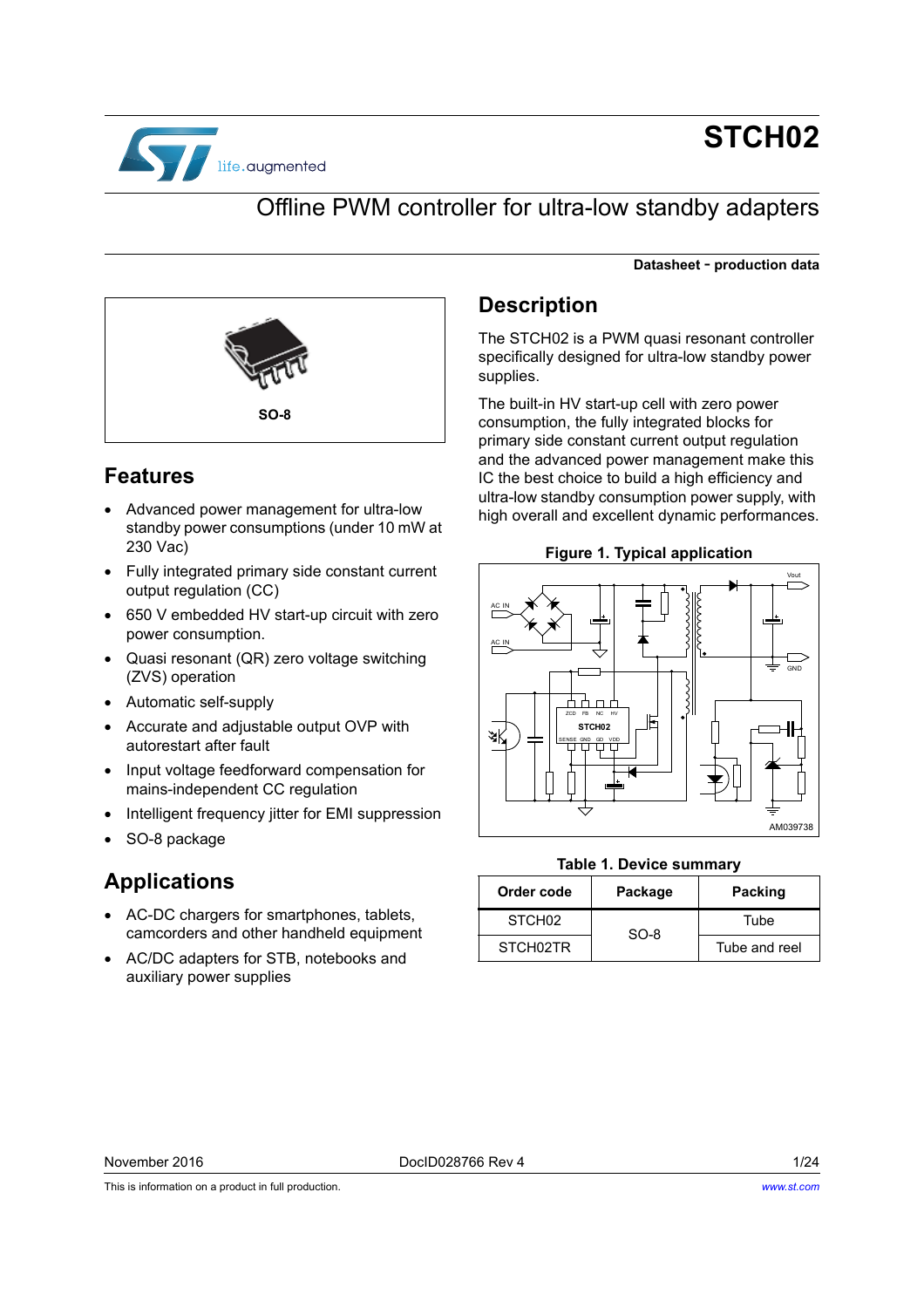# STCH02

## Offline PWM controller for ultra-low standby adapters

**Datasheet - production data**

SO-8

## Features

- Advanced power management for ultra-low standby power consumptions (under 10 mW at 230 Vac)
- Fully integrated primary side constant current output regulation (CC)
- 650 V embedded HV start-up circuit with zero power consumption.
- Quasi resonant (QR) zero voltage switching (ZVS) operation
- Automatic self-supply
- Accurate and adjustable output OVP with autorestart after fault
- Input voltage feedforward compensation for mains-independent CC regulation
- Intelligent frequency jitter for EMI suppression
- SO-8 package

## Applications

- AC-DC chargers for smartphones, tablets, camcorders and other handheld equipment
- AC/DC adapters for STB, notebooks and auxiliary power supplies

## Description

The STCH02 is a PWM quasi resonant controller specifically designed for ultra-low standby power supplies.

The built-in HV start-up cell with zero power consumption, the fully integrated blocks for primary side constant current output regulation and the advanced power management make this IC the best choice to build a high efficiency and ultra-low standby consumption power supply, with high overall and excellent dynamic performances.

**Figure 1. Typical application**

**Table 1. Device summary**

| Order code | Package | Packing |
|---|---|---|
| STCH02 | SO-8 | Tube |
| STCH02TR | | Tube and reel |

November 2016 DocID028766 Rev 4

This is information on a product in full production. www.st.com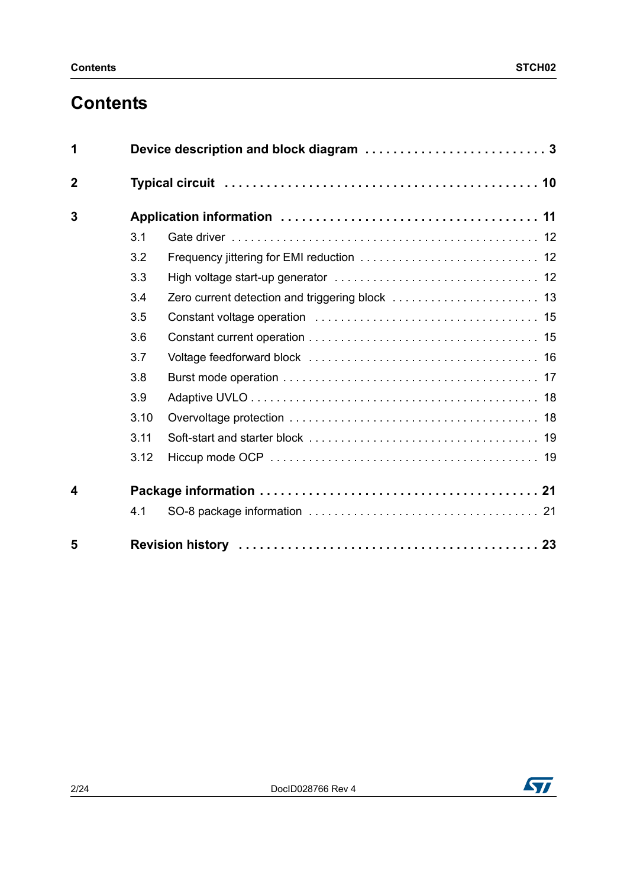# Contents

**1 Device description and block diagram** . . . . . . . . . . . . . . . . . . . . . . . . . . **3**

**2 Typical circuit** . . . . . . . . . . . . . . . . . . . . . . . . . . . . . . . . . . . . . . . . . . . . **10**

**3 Application information** . . . . . . . . . . . . . . . . . . . . . . . . . . . . . . . . . . . . **11**

- 3.1 Gate driver . . . . . . . . . . . . . . . . . . . . . . . . . . . . . . . . . . . . . . . . . . . . . . . 12
- 3.2 Frequency jittering for EMI reduction . . . . . . . . . . . . . . . . . . . . . . . . . . . 12
- 3.3 High voltage start-up generator . . . . . . . . . . . . . . . . . . . . . . . . . . . . . . . 12
- 3.4 Zero current detection and triggering block . . . . . . . . . . . . . . . . . . . . . . . 13
- 3.5 Constant voltage operation . . . . . . . . . . . . . . . . . . . . . . . . . . . . . . . . . . 15
- 3.6 Constant current operation . . . . . . . . . . . . . . . . . . . . . . . . . . . . . . . . . . 15
- 3.7 Voltage feedforward block . . . . . . . . . . . . . . . . . . . . . . . . . . . . . . . . . . . 16
- 3.8 Burst mode operation . . . . . . . . . . . . . . . . . . . . . . . . . . . . . . . . . . . . . . 17
- 3.9 Adaptive UVLO . . . . . . . . . . . . . . . . . . . . . . . . . . . . . . . . . . . . . . . . . . . 18
- 3.10 Overvoltage protection . . . . . . . . . . . . . . . . . . . . . . . . . . . . . . . . . . . . . 18
- 3.11 Soft-start and starter block . . . . . . . . . . . . . . . . . . . . . . . . . . . . . . . . . . 19
- 3.12 Hiccup mode OCP . . . . . . . . . . . . . . . . . . . . . . . . . . . . . . . . . . . . . . . . 19

**4 Package information** . . . . . . . . . . . . . . . . . . . . . . . . . . . . . . . . . . . . . . **21**

- 4.1 SO-8 package information . . . . . . . . . . . . . . . . . . . . . . . . . . . . . . . . . . 21

**5 Revision history** . . . . . . . . . . . . . . . . . . . . . . . . . . . . . . . . . . . . . . . . . . **23**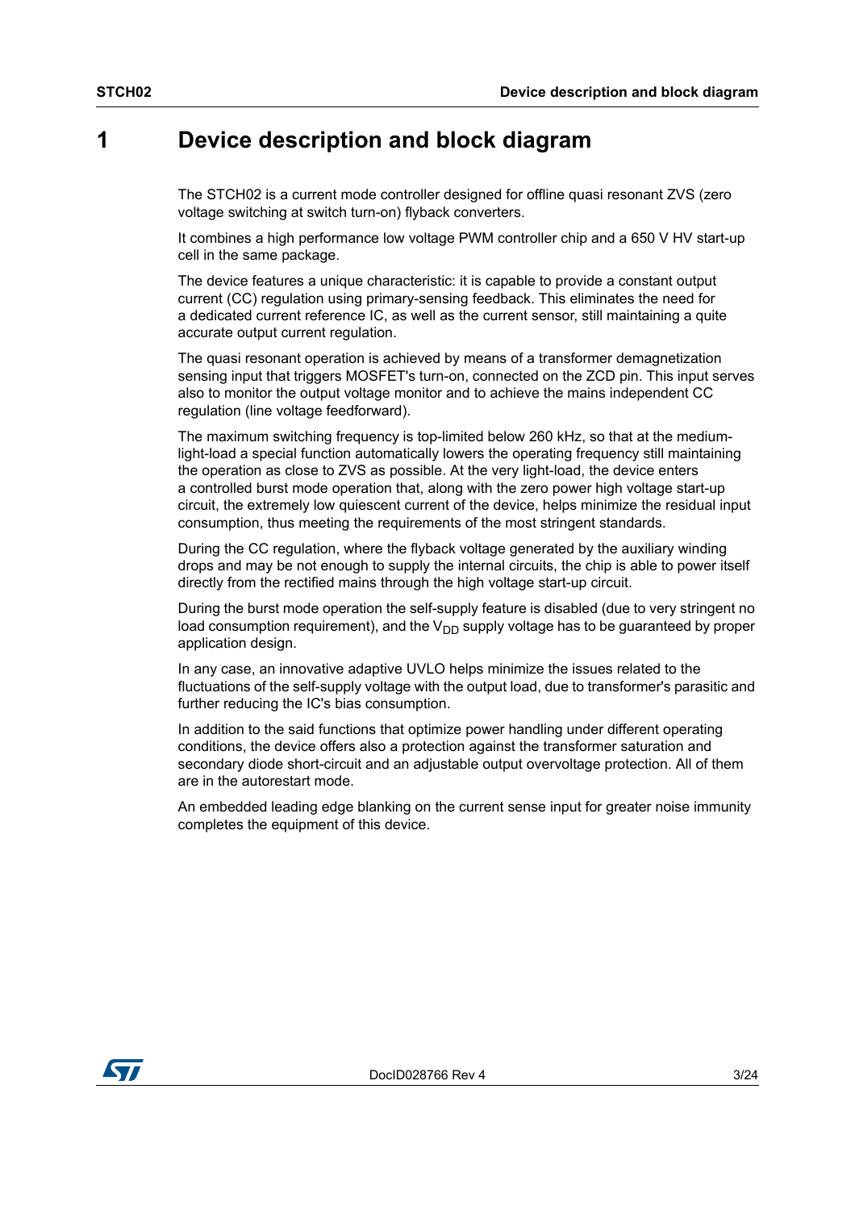# 1 Device description and block diagram

The STCH02 is a current mode controller designed for offline quasi resonant ZVS (zero voltage switching at switch turn-on) flyback converters.

It combines a high performance low voltage PWM controller chip and a 650 V HV start-up cell in the same package.

The device features a unique characteristic: it is capable to provide a constant output current (CC) regulation using primary-sensing feedback. This eliminates the need for a dedicated current reference IC, as well as the current sensor, still maintaining a quite accurate output current regulation.

The quasi resonant operation is achieved by means of a transformer demagnetization sensing input that triggers MOSFET's turn-on, connected on the ZCD pin. This input serves also to monitor the output voltage monitor and to achieve the mains independent CC regulation (line voltage feedforward).

The maximum switching frequency is top-limited below 260 kHz, so that at the medium-light-load a special function automatically lowers the operating frequency still maintaining the operation as close to ZVS as possible. At the very light-load, the device enters a controlled burst mode operation that, along with the zero power high voltage start-up circuit, the extremely low quiescent current of the device, helps minimize the residual input consumption, thus meeting the requirements of the most stringent standards.

During the CC regulation, where the flyback voltage generated by the auxiliary winding drops and may be not enough to supply the internal circuits, the chip is able to power itself directly from the rectified mains through the high voltage start-up circuit.

During the burst mode operation the self-supply feature is disabled (due to very stringent no load consumption requirement), and the $V_{DD}$ supply voltage has to be guaranteed by proper application design.

In any case, an innovative adaptive UVLO helps minimize the issues related to the fluctuations of the self-supply voltage with the output load, due to transformer's parasitic and further reducing the IC's bias consumption.

In addition to the said functions that optimize power handling under different operating conditions, the device offers also a protection against the transformer saturation and secondary diode short-circuit and an adjustable output overvoltage protection. All of them are in the autorestart mode.

An embedded leading edge blanking on the current sense input for greater noise immunity completes the equipment of this device.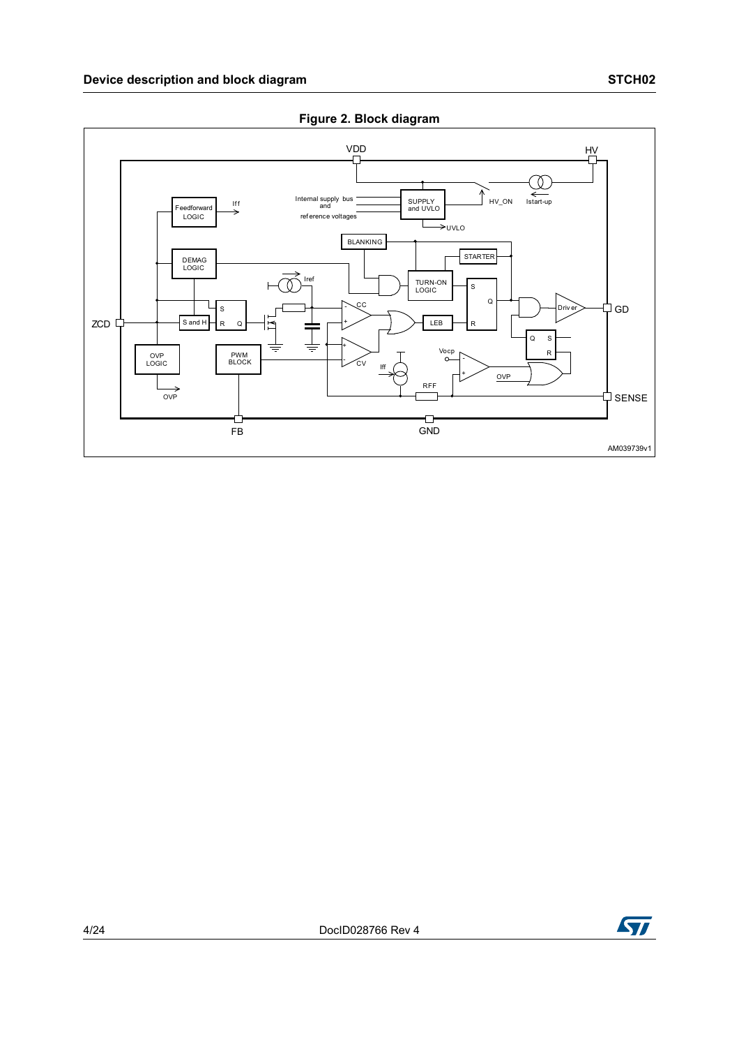**Figure 2. Block diagram**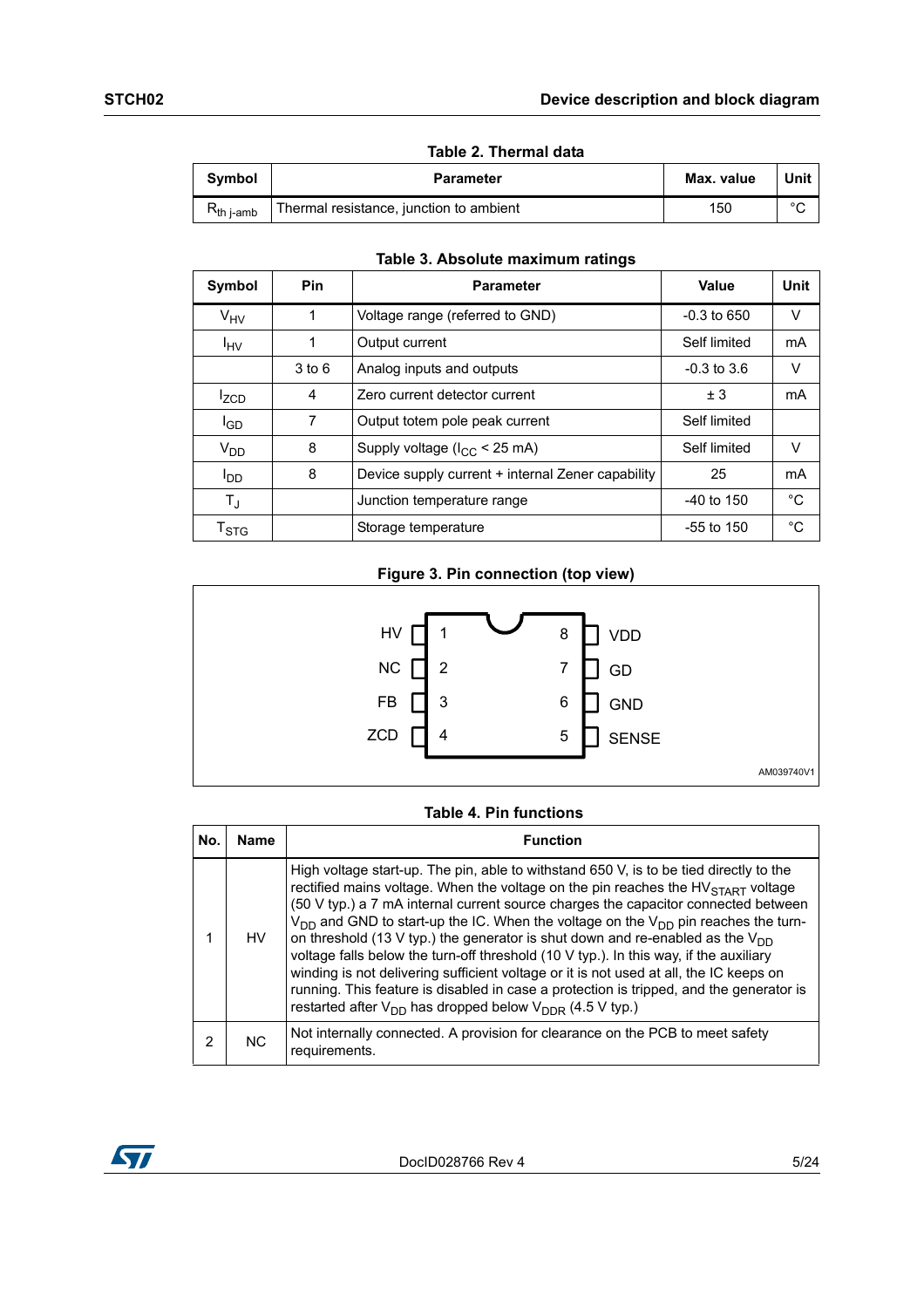**Table 2. Thermal data**

| Symbol | Parameter | Max. value | Unit |
|---|---|---|---|
| $R_{th\ j\text{-}amb}$ | Thermal resistance, junction to ambient | 150 | °C |

**Table 3. Absolute maximum ratings**

| Symbol | Pin | Parameter | Value | Unit |
|---|---|---|---|---|
| $V_{HV}$ | 1 | Voltage range (referred to GND) | -0.3 to 650 | V |
| $I_{HV}$ | 1 | Output current | Self limited | mA |
| | 3 to 6 | Analog inputs and outputs | -0.3 to 3.6 | V |
| $I_{ZCD}$ | 4 | Zero current detector current | ± 3 | mA |
| $I_{GD}$ | 7 | Output totem pole peak current | Self limited | |
| $V_{DD}$ | 8 | Supply voltage ($I_{CC}$ < 25 mA) | Self limited | V |
| $I_{DD}$ | 8 | Device supply current + internal Zener capability | 25 | mA |
| $T_J$ | | Junction temperature range | -40 to 150 | °C |
| $T_{STG}$ | | Storage temperature | -55 to 150 | °C |

**Figure 3. Pin connection (top view)**

| Pin | Name | Pin | Name |
|---|---|---|---|
| 1 | HV | 8 | VDD |
| 2 | NC | 7 | GD |
| 3 | FB | 6 | GND |
| 4 | ZCD | 5 | SENSE |

AM039740V1

**Table 4. Pin functions**

| No. | Name | Function |
|---|---|---|
| 1 | HV | High voltage start-up. The pin, able to withstand 650 V, is to be tied directly to the rectified mains voltage. When the voltage on the pin reaches the $HV_{START}$ voltage (50 V typ.) a 7 mA internal current source charges the capacitor connected between $V_{DD}$ and GND to start-up the IC. When the voltage on the $V_{DD}$ pin reaches the turn-on threshold (13 V typ.) the generator is shut down and re-enabled as the $V_{DD}$ voltage falls below the turn-off threshold (10 V typ.). In this way, if the auxiliary winding is not delivering sufficient voltage or it is not used at all, the IC keeps on running. This feature is disabled in case a protection is tripped, and the generator is restarted after $V_{DD}$ has dropped below $V_{DDR}$ (4.5 V typ.) |
| 2 | NC | Not internally connected. A provision for clearance on the PCB to meet safety requirements. |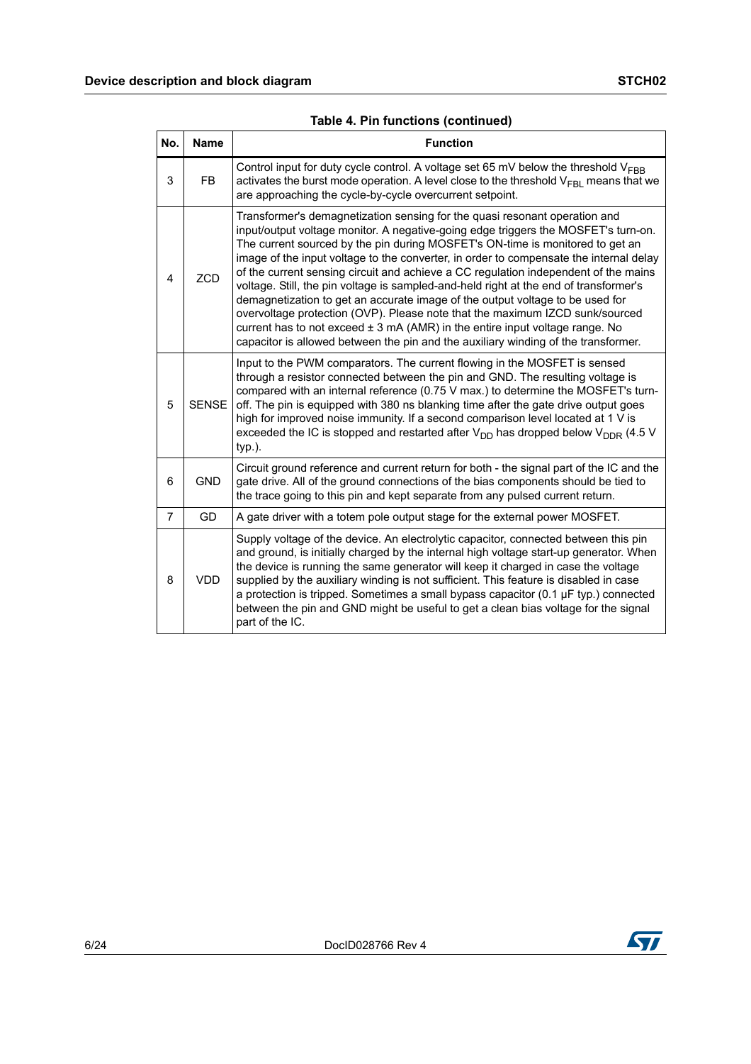**Table 4. Pin functions (continued)**

| No. | Name | Function |
|---|---|---|
| 3 | FB | Control input for duty cycle control. A voltage set 65 mV below the threshold $V_{FBB}$ activates the burst mode operation. A level close to the threshold $V_{FBL}$ means that we are approaching the cycle-by-cycle overcurrent setpoint. |
| 4 | ZCD | Transformer's demagnetization sensing for the quasi resonant operation and input/output voltage monitor. A negative-going edge triggers the MOSFET's turn-on. The current sourced by the pin during MOSFET's ON-time is monitored to get an image of the input voltage to the converter, in order to compensate the internal delay of the current sensing circuit and achieve a CC regulation independent of the mains voltage. Still, the pin voltage is sampled-and-held right at the end of transformer's demagnetization to get an accurate image of the output voltage to be used for overvoltage protection (OVP). Please note that the maximum IZCD sunk/sourced current has to not exceed ± 3 mA (AMR) in the entire input voltage range. No capacitor is allowed between the pin and the auxiliary winding of the transformer. |
| 5 | SENSE | Input to the PWM comparators. The current flowing in the MOSFET is sensed through a resistor connected between the pin and GND. The resulting voltage is compared with an internal reference (0.75 V max.) to determine the MOSFET's turn-off. The pin is equipped with 380 ns blanking time after the gate drive output goes high for improved noise immunity. If a second comparison level located at 1 V is exceeded the IC is stopped and restarted after $V_{DD}$ has dropped below $V_{DDR}$ (4.5 V typ.). |
| 6 | GND | Circuit ground reference and current return for both - the signal part of the IC and the gate drive. All of the ground connections of the bias components should be tied to the trace going to this pin and kept separate from any pulsed current return. |
| 7 | GD | A gate driver with a totem pole output stage for the external power MOSFET. |
| 8 | VDD | Supply voltage of the device. An electrolytic capacitor, connected between this pin and ground, is initially charged by the internal high voltage start-up generator. When the device is running the same generator will keep it charged in case the voltage supplied by the auxiliary winding is not sufficient. This feature is disabled in case a protection is tripped. Sometimes a small bypass capacitor (0.1 µF typ.) connected between the pin and GND might be useful to get a clean bias voltage for the signal part of the IC. |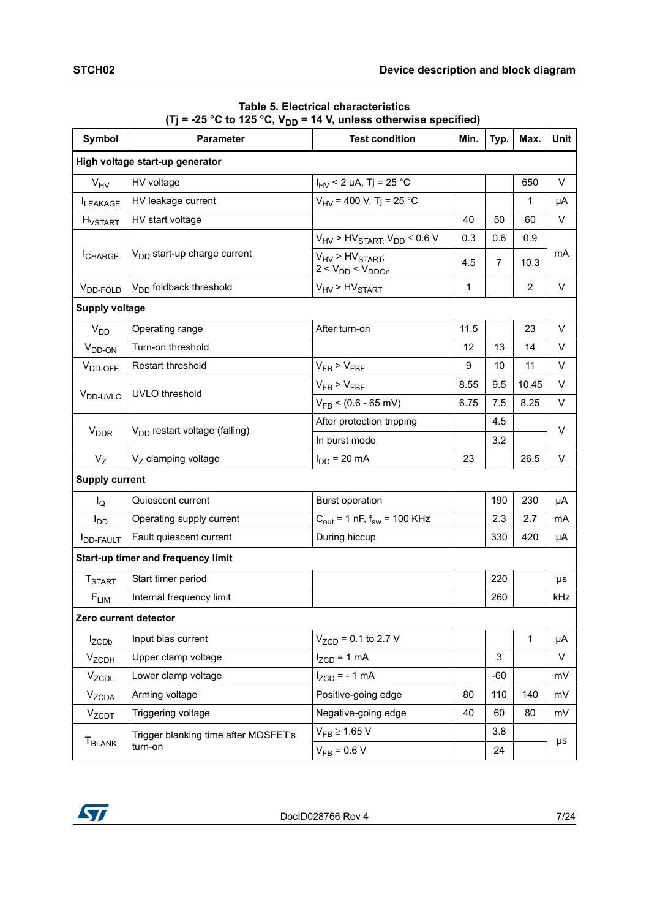**Table 5. Electrical characteristics**
**(Tj = -25 °C to 125 °C, $V_{DD}$ = 14 V, unless otherwise specified)**

| Symbol | Parameter | Test condition | Min. | Typ. | Max. | Unit |
|---|---|---|---|---|---|---|
| **High voltage start-up generator** | | | | | | |
| $V_{HV}$ | HV voltage | $I_{HV}$ < 2 µA, Tj = 25 °C | | | 650 | V |
| $I_{LEAKAGE}$ | HV leakage current | $V_{HV}$ = 400 V, Tj = 25 °C | | | 1 | µA |
| $H_{VSTART}$ | HV start voltage | | 40 | 50 | 60 | V |
| $I_{CHARGE}$ | $V_{DD}$ start-up charge current | $V_{HV} > HV_{START}$; $V_{DD} \leq 0.6$ V | 0.3 | 0.6 | 0.9 | mA |
| | | $V_{HV} > HV_{START}$; $2 < V_{DD} < V_{DDOn}$ | 4.5 | 7 | 10.3 | |
| $V_{DD\text{-}FOLD}$ | $V_{DD}$ foldback threshold | $V_{HV} > HV_{START}$ | 1 | | 2 | V |
| **Supply voltage** | | | | | | |
| $V_{DD}$ | Operating range | After turn-on | 11.5 | | 23 | V |
| $V_{DD\text{-}ON}$ | Turn-on threshold | | 12 | 13 | 14 | V |
| $V_{DD\text{-}OFF}$ | Restart threshold | $V_{FB} > V_{FBF}$ | 9 | 10 | 11 | V |
| $V_{DD\text{-}UVLO}$ | UVLO threshold | $V_{FB} > V_{FBF}$ | 8.55 | 9.5 | 10.45 | V |
| | | $V_{FB}$ < (0.6 - 65 mV) | 6.75 | 7.5 | 8.25 | V |
| $V_{DDR}$ | $V_{DD}$ restart voltage (falling) | After protection tripping | | 4.5 | | V |
| | | In burst mode | | 3.2 | | |
| $V_Z$ | $V_Z$ clamping voltage | $I_{DD}$ = 20 mA | 23 | | 26.5 | V |
| **Supply current** | | | | | | |
| $I_Q$ | Quiescent current | Burst operation | | 190 | 230 | µA |
| $I_{DD}$ | Operating supply current | $C_{out}$ = 1 nF, $f_{sw}$ = 100 KHz | | 2.3 | 2.7 | mA |
| $I_{DD\text{-}FAULT}$ | Fault quiescent current | During hiccup | | 330 | 420 | µA |
| **Start-up timer and frequency limit** | | | | | | |
| $T_{START}$ | Start timer period | | | 220 | | µs |
| $F_{LIM}$ | Internal frequency limit | | | 260 | | kHz |
| **Zero current detector** | | | | | | |
| $I_{ZCDb}$ | Input bias current | $V_{ZCD}$ = 0.1 to 2.7 V | | | 1 | µA |
| $V_{ZCDH}$ | Upper clamp voltage | $I_{ZCD}$ = 1 mA | | 3 | | V |
| $V_{ZCDL}$ | Lower clamp voltage | $I_{ZCD}$ = - 1 mA | | -60 | | mV |
| $V_{ZCDA}$ | Arming voltage | Positive-going edge | 80 | 110 | 140 | mV |
| $V_{ZCDT}$ | Triggering voltage | Negative-going edge | 40 | 60 | 80 | mV |
| $T_{BLANK}$ | Trigger blanking time after MOSFET's turn-on | $V_{FB} \geq 1.65$ V | | 3.8 | | µs |
| | | $V_{FB}$ = 0.6 V | | 24 | | |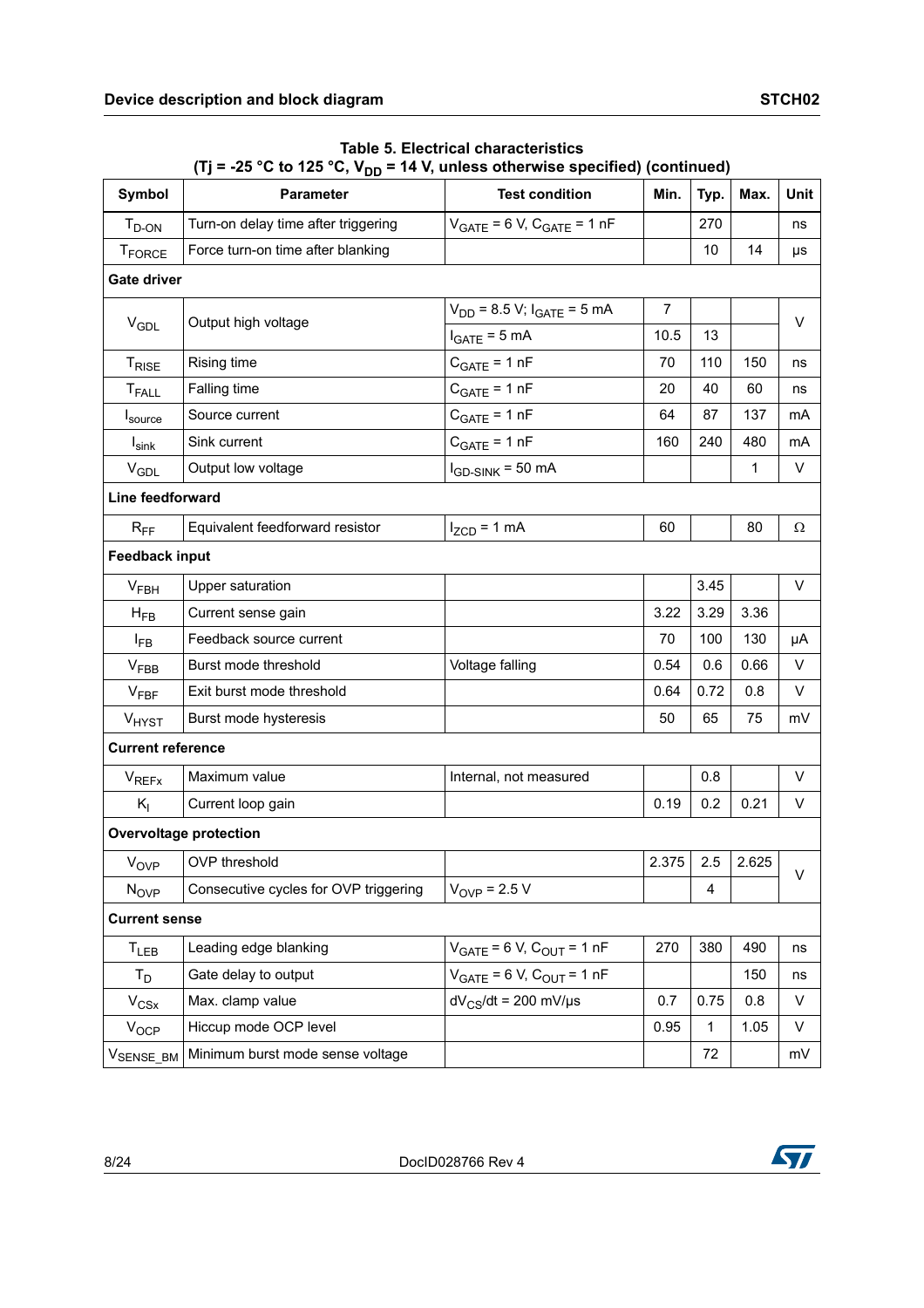**Table 5. Electrical characteristics**
**(Tj = -25 °C to 125 °C, $V_{DD}$ = 14 V, unless otherwise specified) (continued)**

| Symbol | Parameter | Test condition | Min. | Typ. | Max. | Unit |
|---|---|---|---|---|---|---|
| $T_{D\text{-}ON}$ | Turn-on delay time after triggering | $V_{GATE}$ = 6 V, $C_{GATE}$ = 1 nF | | 270 | | ns |
| $T_{FORCE}$ | Force turn-on time after blanking | | | 10 | 14 | µs |
| **Gate driver** | | | | | | |
| $V_{GDL}$ | Output high voltage | $V_{DD}$ = 8.5 V; $I_{GATE}$ = 5 mA | 7 | | | V |
| | | $I_{GATE}$ = 5 mA | 10.5 | 13 | | |
| $T_{RISE}$ | Rising time | $C_{GATE}$ = 1 nF | 70 | 110 | 150 | ns |
| $T_{FALL}$ | Falling time | $C_{GATE}$ = 1 nF | 20 | 40 | 60 | ns |
| $I_{source}$ | Source current | $C_{GATE}$ = 1 nF | 64 | 87 | 137 | mA |
| $I_{sink}$ | Sink current | $C_{GATE}$ = 1 nF | 160 | 240 | 480 | mA |
| $V_{GDL}$ | Output low voltage | $I_{GD\text{-}SINK}$ = 50 mA | | | 1 | V |
| **Line feedforward** | | | | | | |
| $R_{FF}$ | Equivalent feedforward resistor | $I_{ZCD}$ = 1 mA | 60 | | 80 | Ω |
| **Feedback input** | | | | | | |
| $V_{FBH}$ | Upper saturation | | | 3.45 | | V |
| $H_{FB}$ | Current sense gain | | 3.22 | 3.29 | 3.36 | |
| $I_{FB}$ | Feedback source current | | 70 | 100 | 130 | µA |
| $V_{FBB}$ | Burst mode threshold | Voltage falling | 0.54 | 0.6 | 0.66 | V |
| $V_{FBF}$ | Exit burst mode threshold | | 0.64 | 0.72 | 0.8 | V |
| $V_{HYST}$ | Burst mode hysteresis | | 50 | 65 | 75 | mV |
| **Current reference** | | | | | | |
| $V_{REFx}$ | Maximum value | Internal, not measured | | 0.8 | | V |
| $K_I$ | Current loop gain | | 0.19 | 0.2 | 0.21 | V |
| **Overvoltage protection** | | | | | | |
| $V_{OVP}$ | OVP threshold | | 2.375 | 2.5 | 2.625 | V |
| $N_{OVP}$ | Consecutive cycles for OVP triggering | $V_{OVP}$ = 2.5 V | | 4 | | |
| **Current sense** | | | | | | |
| $T_{LEB}$ | Leading edge blanking | $V_{GATE}$ = 6 V, $C_{OUT}$ = 1 nF | 270 | 380 | 490 | ns |
| $T_D$ | Gate delay to output | $V_{GATE}$ = 6 V, $C_{OUT}$ = 1 nF | | | 150 | ns |
| $V_{CSx}$ | Max. clamp value | $dV_{CS}/dt$ = 200 mV/µs | 0.7 | 0.75 | 0.8 | V |
| $V_{OCP}$ | Hiccup mode OCP level | | 0.95 | 1 | 1.05 | V |
| $V_{SENSE\_BM}$ | Minimum burst mode sense voltage | | | 72 | | mV |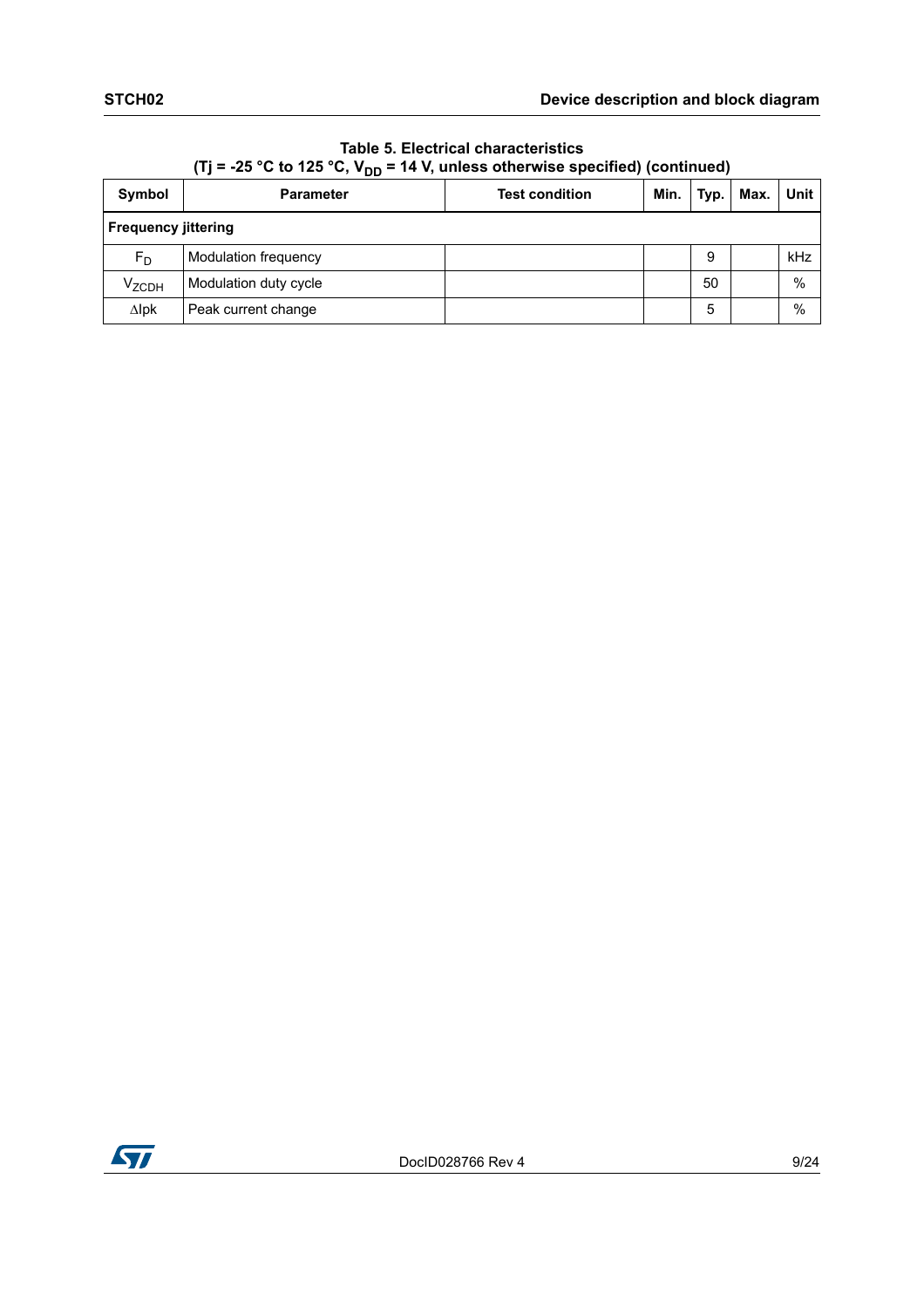**Table 5. Electrical characteristics (Tj = -25 °C to 125 °C, $V_{DD}$ = 14 V, unless otherwise specified) (continued)**

| Symbol | Parameter | Test condition | Min. | Typ. | Max. | Unit |
|---|---|---|---|---|---|---|
| **Frequency jittering** | | | | | | |
| $F_D$ | Modulation frequency | | | 9 | | kHz |
| $V_{ZCDH}$ | Modulation duty cycle | | | 50 | | % |
| ∆Ipk | Peak current change | | | 5 | | % |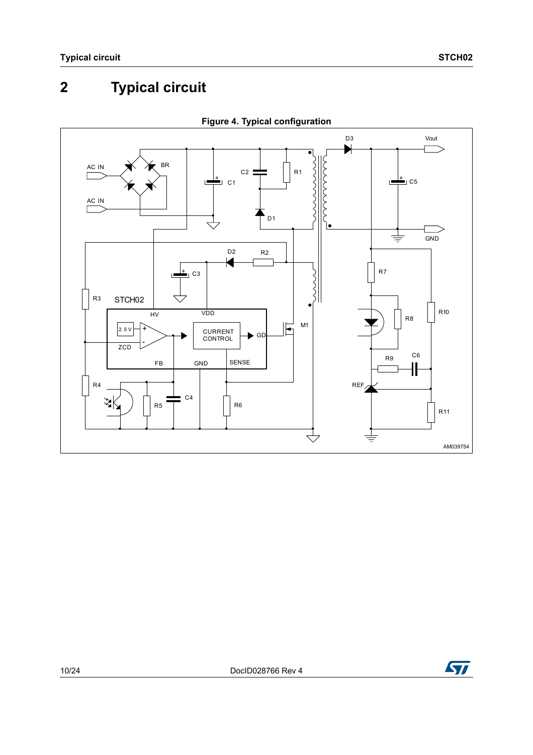# 2 Typical circuit

**Figure 4. Typical configuration**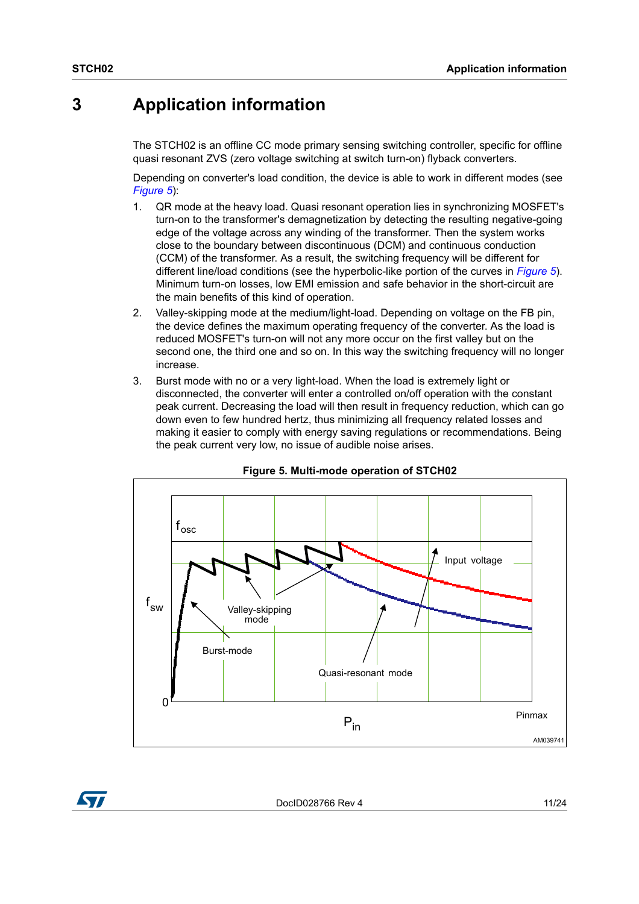# 3 Application information

The STCH02 is an offline CC mode primary sensing switching controller, specific for offline quasi resonant ZVS (zero voltage switching at switch turn-on) flyback converters.

Depending on converter's load condition, the device is able to work in different modes (see *Figure 5*):

1. QR mode at the heavy load. Quasi resonant operation lies in synchronizing MOSFET's turn-on to the transformer's demagnetization by detecting the resulting negative-going edge of the voltage across any winding of the transformer. Then the system works close to the boundary between discontinuous (DCM) and continuous conduction (CCM) of the transformer. As a result, the switching frequency will be different for different line/load conditions (see the hyperbolic-like portion of the curves in *Figure 5*). Minimum turn-on losses, low EMI emission and safe behavior in the short-circuit are the main benefits of this kind of operation.
2. Valley-skipping mode at the medium/light-load. Depending on voltage on the FB pin, the device defines the maximum operating frequency of the converter. As the load is reduced MOSFET's turn-on will not any more occur on the first valley but on the second one, the third one and so on. In this way the switching frequency will no longer increase.
3. Burst mode with no or a very light-load. When the load is extremely light or disconnected, the converter will enter a controlled on/off operation with the constant peak current. Decreasing the load will then result in frequency reduction, which can go down even to few hundred hertz, thus minimizing all frequency related losses and making it easier to comply with energy saving regulations or recommendations. Being the peak current very low, no issue of audible noise arises.

**Figure 5. Multi-mode operation of STCH02**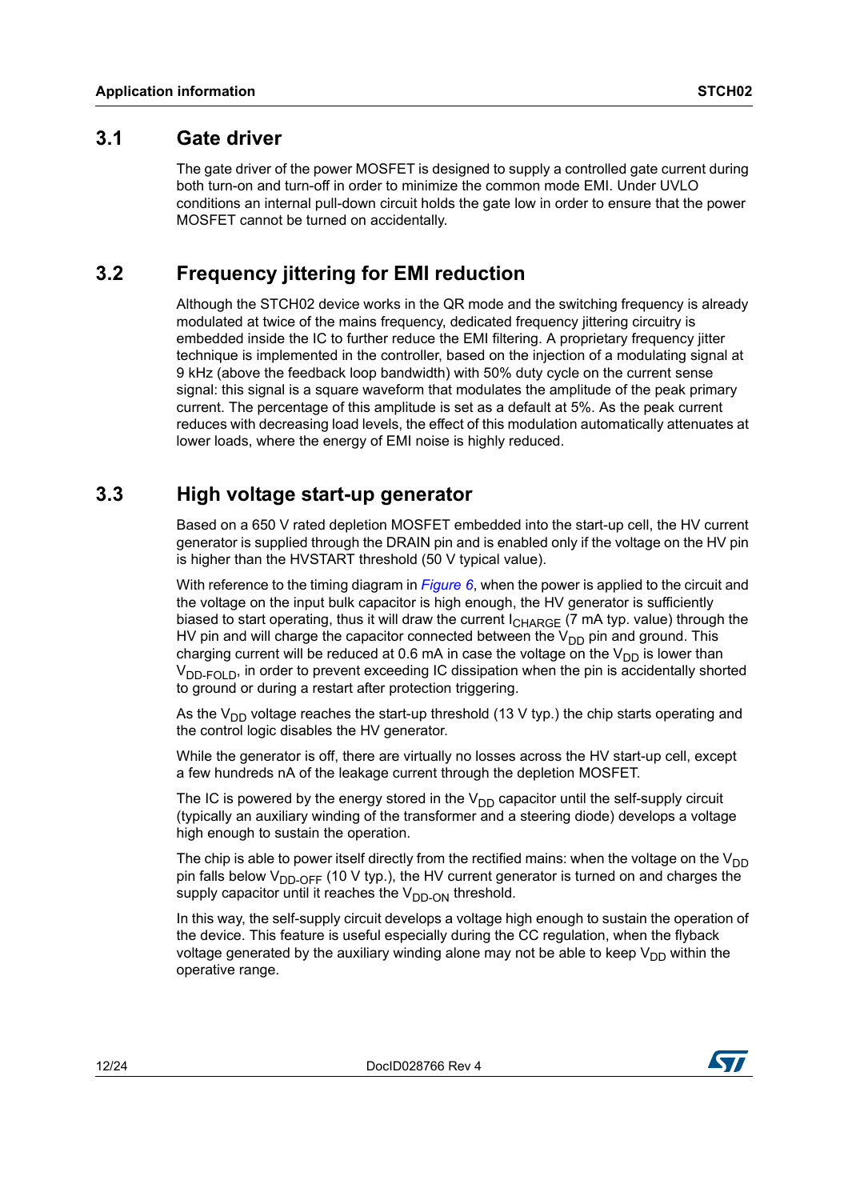## 3.1 Gate driver

The gate driver of the power MOSFET is designed to supply a controlled gate current during both turn-on and turn-off in order to minimize the common mode EMI. Under UVLO conditions an internal pull-down circuit holds the gate low in order to ensure that the power MOSFET cannot be turned on accidentally.

## 3.2 Frequency jittering for EMI reduction

Although the STCH02 device works in the QR mode and the switching frequency is already modulated at twice of the mains frequency, dedicated frequency jittering circuitry is embedded inside the IC to further reduce the EMI filtering. A proprietary frequency jitter technique is implemented in the controller, based on the injection of a modulating signal at 9 kHz (above the feedback loop bandwidth) with 50% duty cycle on the current sense signal: this signal is a square waveform that modulates the amplitude of the peak primary current. The percentage of this amplitude is set as a default at 5%. As the peak current reduces with decreasing load levels, the effect of this modulation automatically attenuates at lower loads, where the energy of EMI noise is highly reduced.

## 3.3 High voltage start-up generator

Based on a 650 V rated depletion MOSFET embedded into the start-up cell, the HV current generator is supplied through the DRAIN pin and is enabled only if the voltage on the HV pin is higher than the HVSTART threshold (50 V typical value).

With reference to the timing diagram in *Figure 6*, when the power is applied to the circuit and the voltage on the input bulk capacitor is high enough, the HV generator is sufficiently biased to start operating, thus it will draw the current $I_{CHARGE}$ (7 mA typ. value) through the HV pin and will charge the capacitor connected between the $V_{DD}$ pin and ground. This charging current will be reduced at 0.6 mA in case the voltage on the $V_{DD}$ is lower than $V_{DD\text{-}FOLD}$, in order to prevent exceeding IC dissipation when the pin is accidentally shorted to ground or during a restart after protection triggering.

As the $V_{DD}$ voltage reaches the start-up threshold (13 V typ.) the chip starts operating and the control logic disables the HV generator.

While the generator is off, there are virtually no losses across the HV start-up cell, except a few hundreds nA of the leakage current through the depletion MOSFET.

The IC is powered by the energy stored in the $V_{DD}$ capacitor until the self-supply circuit (typically an auxiliary winding of the transformer and a steering diode) develops a voltage high enough to sustain the operation.

The chip is able to power itself directly from the rectified mains: when the voltage on the $V_{DD}$ pin falls below $V_{DD\text{-}OFF}$ (10 V typ.), the HV current generator is turned on and charges the supply capacitor until it reaches the $V_{DD\text{-}ON}$ threshold.

In this way, the self-supply circuit develops a voltage high enough to sustain the operation of the device. This feature is useful especially during the CC regulation, when the flyback voltage generated by the auxiliary winding alone may not be able to keep $V_{DD}$ within the operative range.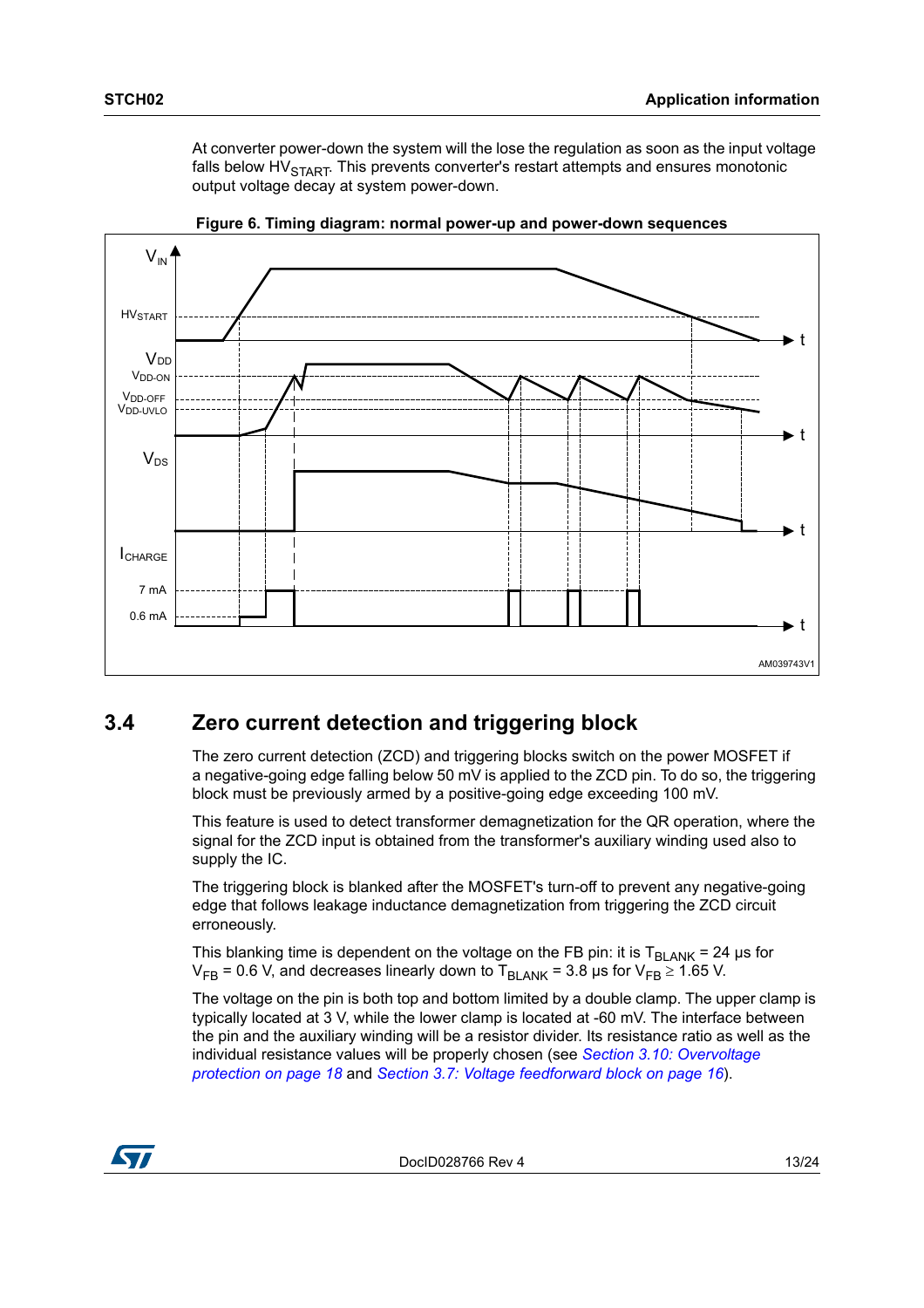At converter power-down the system will the lose the regulation as soon as the input voltage falls below $HV_{START}$. This prevents converter's restart attempts and ensures monotonic output voltage decay at system power-down.

**Figure 6. Timing diagram: normal power-up and power-down sequences**

## 3.4 Zero current detection and triggering block

The zero current detection (ZCD) and triggering blocks switch on the power MOSFET if a negative-going edge falling below 50 mV is applied to the ZCD pin. To do so, the triggering block must be previously armed by a positive-going edge exceeding 100 mV.

This feature is used to detect transformer demagnetization for the QR operation, where the signal for the ZCD input is obtained from the transformer's auxiliary winding used also to supply the IC.

The triggering block is blanked after the MOSFET's turn-off to prevent any negative-going edge that follows leakage inductance demagnetization from triggering the ZCD circuit erroneously.

This blanking time is dependent on the voltage on the FB pin: it is $T_{BLANK}$ = 24 µs for $V_{FB}$ = 0.6 V, and decreases linearly down to $T_{BLANK}$ = 3.8 µs for $V_{FB} \geq 1.65$ V.

The voltage on the pin is both top and bottom limited by a double clamp. The upper clamp is typically located at 3 V, while the lower clamp is located at -60 mV. The interface between the pin and the auxiliary winding will be a resistor divider. Its resistance ratio as well as the individual resistance values will be properly chosen (see *Section 3.10: Overvoltage protection on page 18* and *Section 3.7: Voltage feedforward block on page 16*).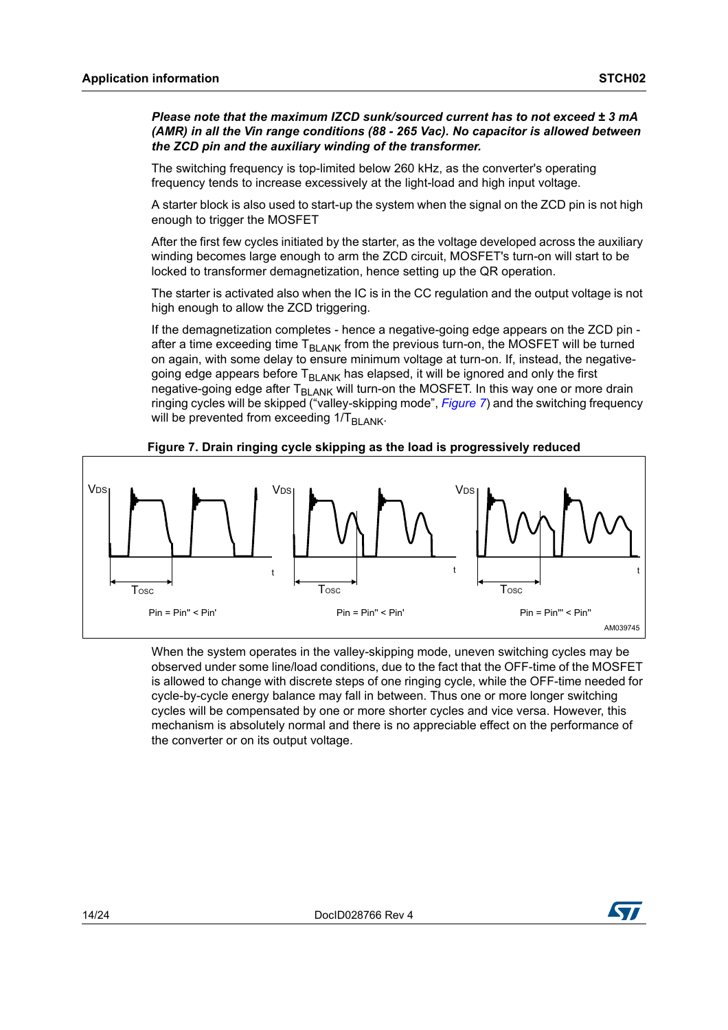***Please note that the maximum IZCD sunk/sourced current has to not exceed ± 3 mA (AMR) in all the Vin range conditions (88 - 265 Vac). No capacitor is allowed between the ZCD pin and the auxiliary winding of the transformer.***

The switching frequency is top-limited below 260 kHz, as the converter's operating frequency tends to increase excessively at the light-load and high input voltage.

A starter block is also used to start-up the system when the signal on the ZCD pin is not high enough to trigger the MOSFET

After the first few cycles initiated by the starter, as the voltage developed across the auxiliary winding becomes large enough to arm the ZCD circuit, MOSFET's turn-on will start to be locked to transformer demagnetization, hence setting up the QR operation.

The starter is activated also when the IC is in the CC regulation and the output voltage is not high enough to allow the ZCD triggering.

If the demagnetization completes - hence a negative-going edge appears on the ZCD pin - after a time exceeding time $T_{BLANK}$ from the previous turn-on, the MOSFET will be turned on again, with some delay to ensure minimum voltage at turn-on. If, instead, the negative-going edge appears before $T_{BLANK}$ has elapsed, it will be ignored and only the first negative-going edge after $T_{BLANK}$ will turn-on the MOSFET. In this way one or more drain ringing cycles will be skipped ("valley-skipping mode", *Figure 7*) and the switching frequency will be prevented from exceeding $1/T_{BLANK}$.

**Figure 7. Drain ringing cycle skipping as the load is progressively reduced**

When the system operates in the valley-skipping mode, uneven switching cycles may be observed under some line/load conditions, due to the fact that the OFF-time of the MOSFET is allowed to change with discrete steps of one ringing cycle, while the OFF-time needed for cycle-by-cycle energy balance may fall in between. Thus one or more longer switching cycles will be compensated by one or more shorter cycles and vice versa. However, this mechanism is absolutely normal and there is no appreciable effect on the performance of the converter or on its output voltage.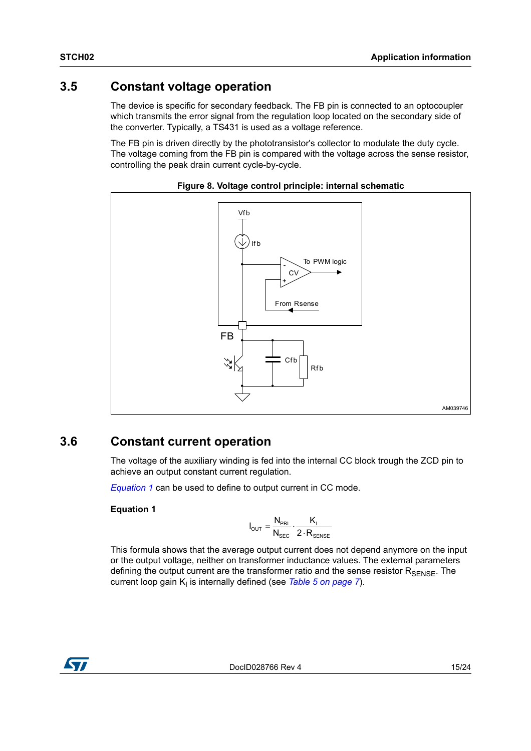## 3.5 Constant voltage operation

The device is specific for secondary feedback. The FB pin is connected to an optocoupler which transmits the error signal from the regulation loop located on the secondary side of the converter. Typically, a TS431 is used as a voltage reference.

The FB pin is driven directly by the phototransistor's collector to modulate the duty cycle. The voltage coming from the FB pin is compared with the voltage across the sense resistor, controlling the peak drain current cycle-by-cycle.

**Figure 8. Voltage control principle: internal schematic**

## 3.6 Constant current operation

The voltage of the auxiliary winding is fed into the internal CC block trough the ZCD pin to achieve an output constant current regulation.

*Equation 1* can be used to define to output current in CC mode.

**Equation 1**

$$I_{OUT} = \frac{N_{PRI}}{N_{SEC}} \cdot \frac{K_I}{2 \cdot R_{SENSE}}$$

This formula shows that the average output current does not depend anymore on the input or the output voltage, neither on transformer inductance values. The external parameters defining the output current are the transformer ratio and the sense resistor $R_{SENSE}$. The current loop gain $K_I$ is internally defined (see *Table 5 on page 7*).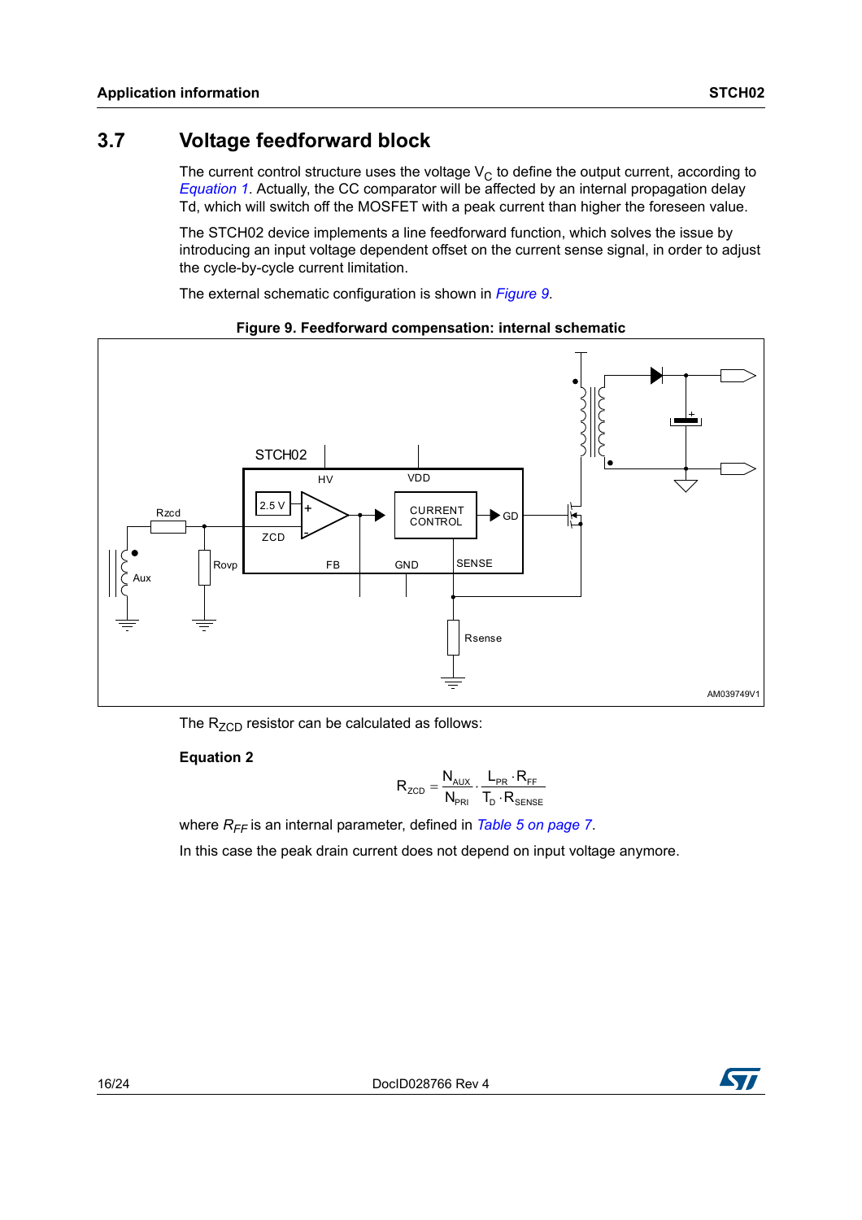## 3.7 Voltage feedforward block

The current control structure uses the voltage $V_C$ to define the output current, according to *Equation 1*. Actually, the CC comparator will be affected by an internal propagation delay Td, which will switch off the MOSFET with a peak current than higher the foreseen value.

The STCH02 device implements a line feedforward function, which solves the issue by introducing an input voltage dependent offset on the current sense signal, in order to adjust the cycle-by-cycle current limitation.

The external schematic configuration is shown in *Figure 9*.

**Figure 9. Feedforward compensation: internal schematic**

The $R_{ZCD}$ resistor can be calculated as follows:

**Equation 2**

$$R_{ZCD} = \frac{N_{AUX}}{N_{PRI}} \cdot \frac{L_{PR} \cdot R_{FF}}{T_D \cdot R_{SENSE}}$$

where $R_{FF}$ is an internal parameter, defined in *Table 5 on page 7*.

In this case the peak drain current does not depend on input voltage anymore.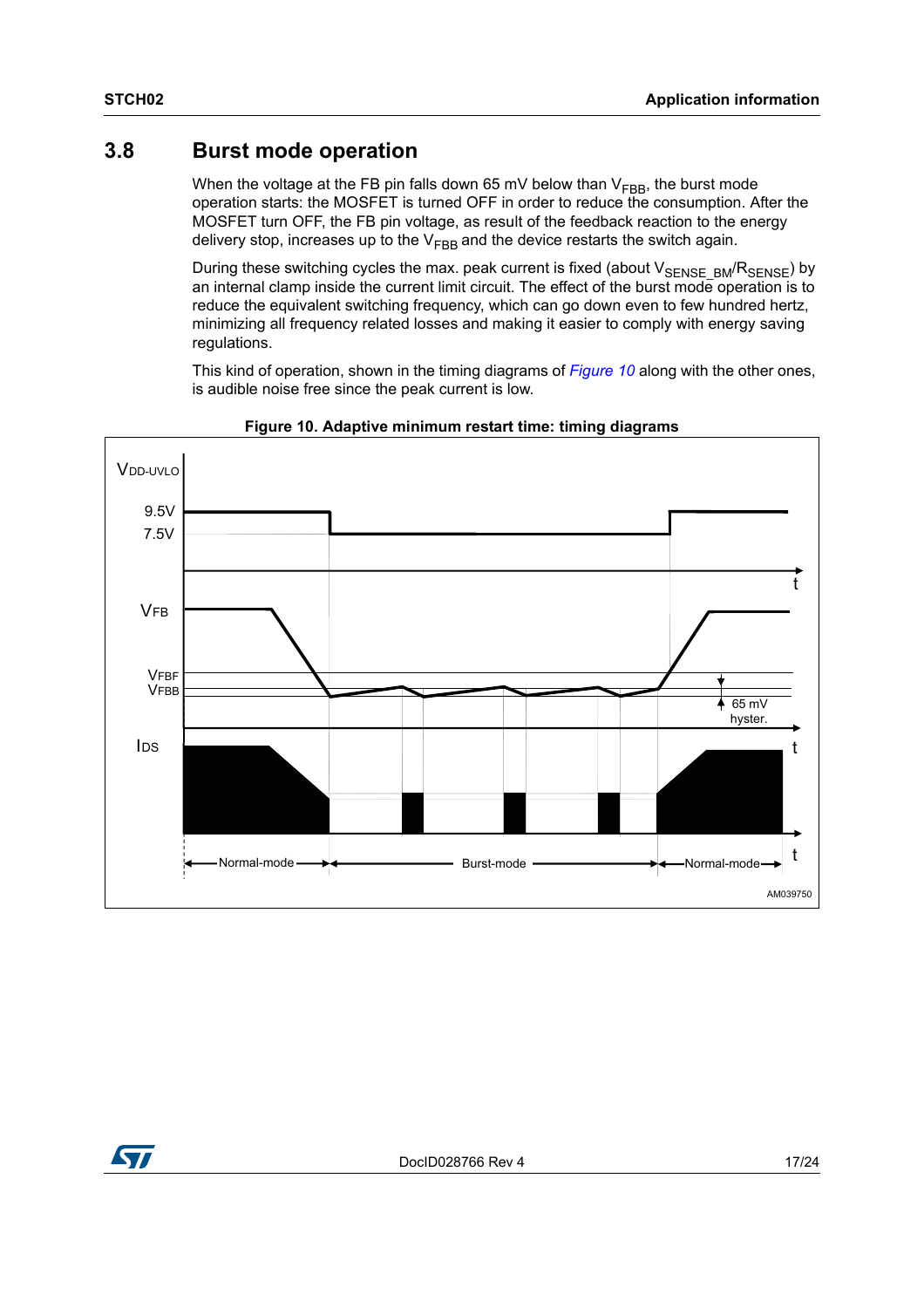## 3.8 Burst mode operation

When the voltage at the FB pin falls down 65 mV below than $V_{FBB}$, the burst mode operation starts: the MOSFET is turned OFF in order to reduce the consumption. After the MOSFET turn OFF, the FB pin voltage, as result of the feedback reaction to the energy delivery stop, increases up to the $V_{FBB}$ and the device restarts the switch again.

During these switching cycles the max. peak current is fixed (about $V_{SENSE\_BM}/R_{SENSE}$) by an internal clamp inside the current limit circuit. The effect of the burst mode operation is to reduce the equivalent switching frequency, which can go down even to few hundred hertz, minimizing all frequency related losses and making it easier to comply with energy saving regulations.

This kind of operation, shown in the timing diagrams of *Figure 10* along with the other ones, is audible noise free since the peak current is low.

**Figure 10. Adaptive minimum restart time: timing diagrams**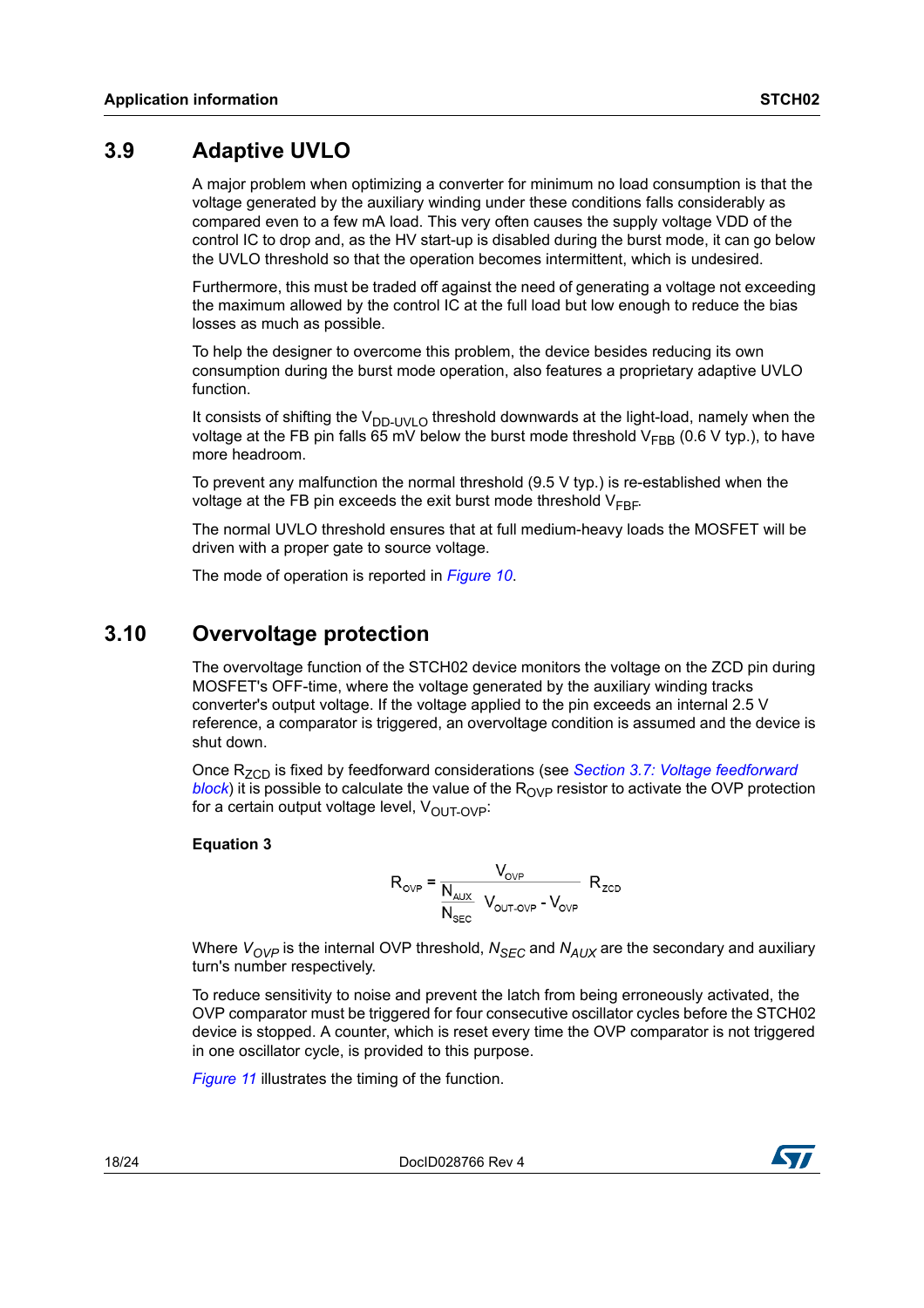## 3.9 Adaptive UVLO

A major problem when optimizing a converter for minimum no load consumption is that the voltage generated by the auxiliary winding under these conditions falls considerably as compared even to a few mA load. This very often causes the supply voltage VDD of the control IC to drop and, as the HV start-up is disabled during the burst mode, it can go below the UVLO threshold so that the operation becomes intermittent, which is undesired.

Furthermore, this must be traded off against the need of generating a voltage not exceeding the maximum allowed by the control IC at the full load but low enough to reduce the bias losses as much as possible.

To help the designer to overcome this problem, the device besides reducing its own consumption during the burst mode operation, also features a proprietary adaptive UVLO function.

It consists of shifting the $V_{DD\text{-}UVLO}$ threshold downwards at the light-load, namely when the voltage at the FB pin falls 65 mV below the burst mode threshold $V_{FBB}$ (0.6 V typ.), to have more headroom.

To prevent any malfunction the normal threshold (9.5 V typ.) is re-established when the voltage at the FB pin exceeds the exit burst mode threshold $V_{FBF}$.

The normal UVLO threshold ensures that at full medium-heavy loads the MOSFET will be driven with a proper gate to source voltage.

The mode of operation is reported in *Figure 10*.

## 3.10 Overvoltage protection

The overvoltage function of the STCH02 device monitors the voltage on the ZCD pin during MOSFET's OFF-time, where the voltage generated by the auxiliary winding tracks converter's output voltage. If the voltage applied to the pin exceeds an internal 2.5 V reference, a comparator is triggered, an overvoltage condition is assumed and the device is shut down.

Once $R_{ZCD}$ is fixed by feedforward considerations (see *Section 3.7: Voltage feedforward block*) it is possible to calculate the value of the $R_{OVP}$ resistor to activate the OVP protection for a certain output voltage level, $V_{OUT\text{-}OVP}$:

**Equation 3**

$$R_{OVP} = \frac{V_{OVP}}{\frac{N_{AUX}}{N_{SEC}} V_{OUT\text{-}OVP} - V_{OVP}} R_{ZCD}$$

Where $V_{OVP}$ is the internal OVP threshold, $N_{SEC}$ and $N_{AUX}$ are the secondary and auxiliary turn's number respectively.

To reduce sensitivity to noise and prevent the latch from being erroneously activated, the OVP comparator must be triggered for four consecutive oscillator cycles before the STCH02 device is stopped. A counter, which is reset every time the OVP comparator is not triggered in one oscillator cycle, is provided to this purpose.

*Figure 11* illustrates the timing of the function.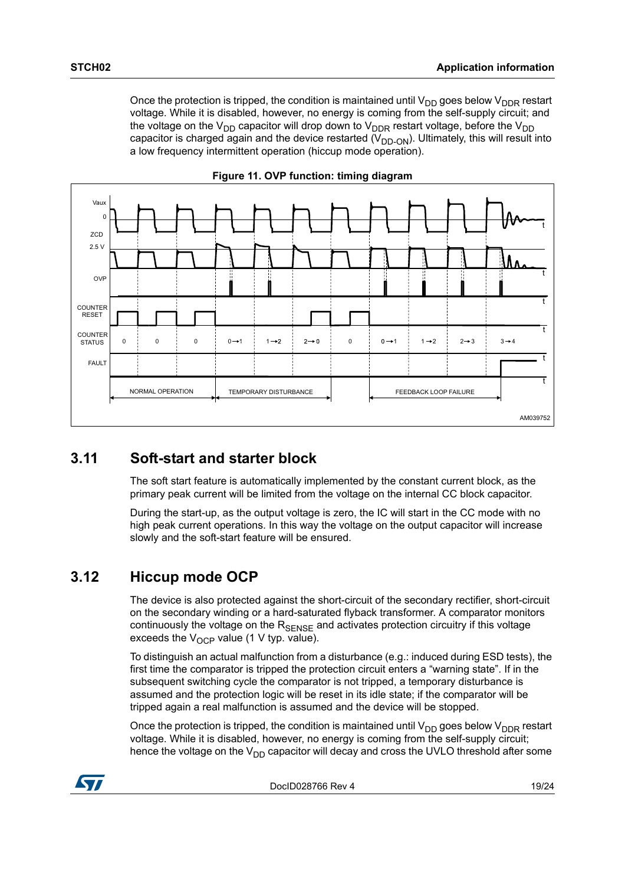Once the protection is tripped, the condition is maintained until $V_{DD}$ goes below $V_{DDR}$ restart voltage. While it is disabled, however, no energy is coming from the self-supply circuit; and the voltage on the $V_{DD}$ capacitor will drop down to $V_{DDR}$ restart voltage, before the $V_{DD}$ capacitor is charged again and the device restarted ($V_{DD-ON}$). Ultimately, this will result into a low frequency intermittent operation (hiccup mode operation).

**Figure 11. OVP function: timing diagram**

## 3.11 Soft-start and starter block

The soft start feature is automatically implemented by the constant current block, as the primary peak current will be limited from the voltage on the internal CC block capacitor.

During the start-up, as the output voltage is zero, the IC will start in the CC mode with no high peak current operations. In this way the voltage on the output capacitor will increase slowly and the soft-start feature will be ensured.

## 3.12 Hiccup mode OCP

The device is also protected against the short-circuit of the secondary rectifier, short-circuit on the secondary winding or a hard-saturated flyback transformer. A comparator monitors continuously the voltage on the $R_{SENSE}$ and activates protection circuitry if this voltage exceeds the $V_{OCP}$ value (1 V typ. value).

To distinguish an actual malfunction from a disturbance (e.g.: induced during ESD tests), the first time the comparator is tripped the protection circuit enters a "warning state". If in the subsequent switching cycle the comparator is not tripped, a temporary disturbance is assumed and the protection logic will be reset in its idle state; if the comparator will be tripped again a real malfunction is assumed and the device will be stopped.

Once the protection is tripped, the condition is maintained until $V_{DD}$ goes below $V_{DDR}$ restart voltage. While it is disabled, however, no energy is coming from the self-supply circuit; hence the voltage on the $V_{DD}$ capacitor will decay and cross the UVLO threshold after some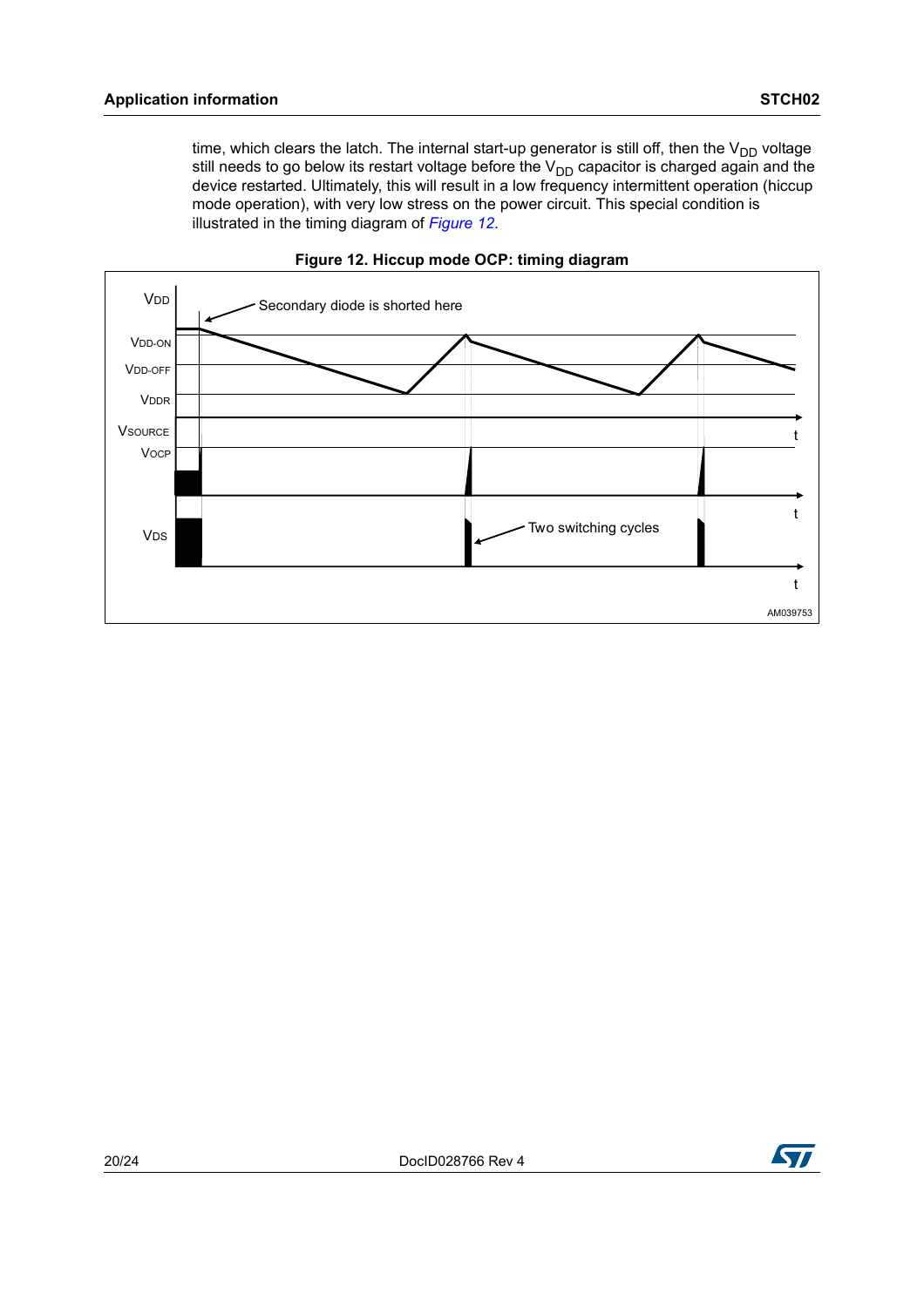time, which clears the latch. The internal start-up generator is still off, then the $V_{DD}$ voltage still needs to go below its restart voltage before the $V_{DD}$ capacitor is charged again and the device restarted. Ultimately, this will result in a low frequency intermittent operation (hiccup mode operation), with very low stress on the power circuit. This special condition is illustrated in the timing diagram of *Figure 12*.

**Figure 12. Hiccup mode OCP: timing diagram**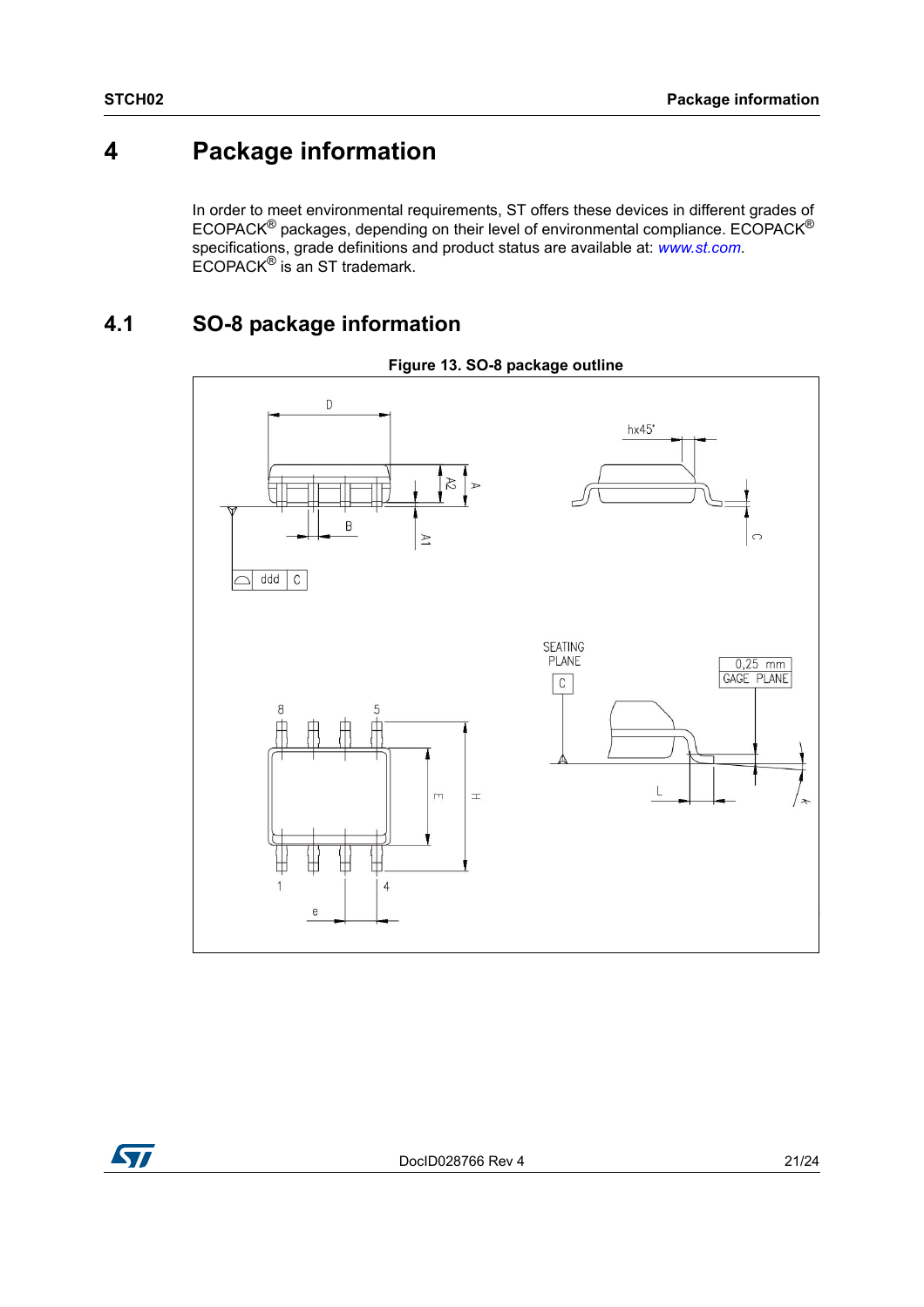# 4 Package information

In order to meet environmental requirements, ST offers these devices in different grades of ECOPACK® packages, depending on their level of environmental compliance. ECOPACK® specifications, grade definitions and product status are available at: *www.st.com*. ECOPACK® is an ST trademark.

## 4.1 SO-8 package information

**Figure 13. SO-8 package outline**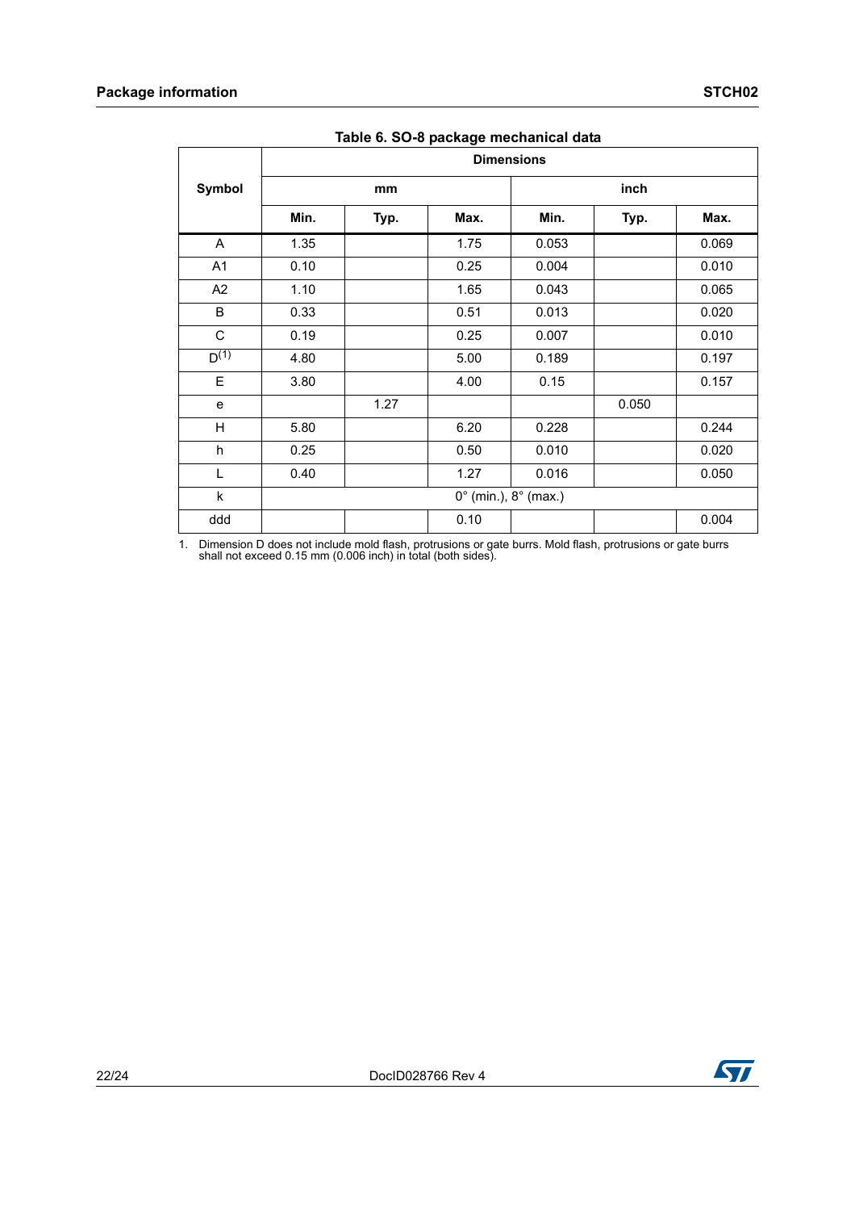**Table 6. SO-8 package mechanical data**

| Symbol | Dimensions | | | | | |
|---|---|---|---|---|---|---|
| | mm | | | inch | | |
| | Min. | Typ. | Max. | Min. | Typ. | Max. |
| A | 1.35 | | 1.75 | 0.053 | | 0.069 |
| A1 | 0.10 | | 0.25 | 0.004 | | 0.010 |
| A2 | 1.10 | | 1.65 | 0.043 | | 0.065 |
| B | 0.33 | | 0.51 | 0.013 | | 0.020 |
| C | 0.19 | | 0.25 | 0.007 | | 0.010 |
| D(1) | 4.80 | | 5.00 | 0.189 | | 0.197 |
| E | 3.80 | | 4.00 | 0.15 | | 0.157 |
| e | | 1.27 | | | 0.050 | |
| H | 5.80 | | 6.20 | 0.228 | | 0.244 |
| h | 0.25 | | 0.50 | 0.010 | | 0.020 |
| L | 0.40 | | 1.27 | 0.016 | | 0.050 |
| k | 0° (min.), 8° (max.) | | | | | |
| ddd | | | 0.10 | | | 0.004 |

1. Dimension D does not include mold flash, protrusions or gate burrs. Mold flash, protrusions or gate burrs shall not exceed 0.15 mm (0.006 inch) in total (both sides).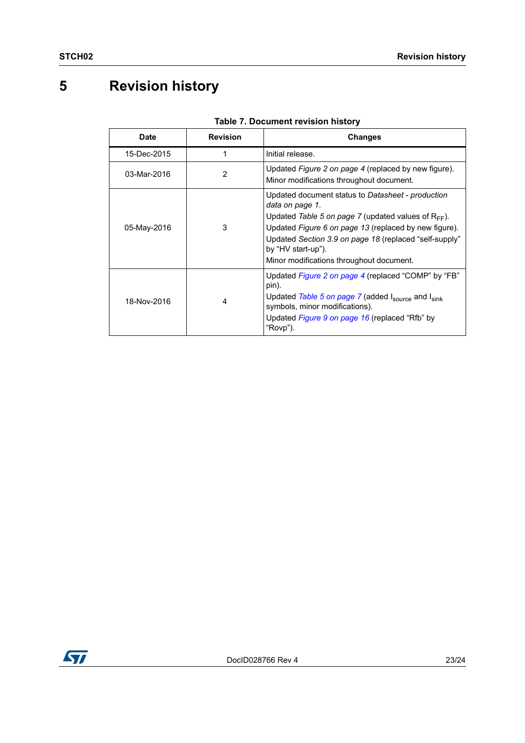# 5 Revision history

**Table 7. Document revision history**

| Date | Revision | Changes |
|---|---|---|
| 15-Dec-2015 | 1 | Initial release. |
| 03-Mar-2016 | 2 | Updated *Figure 2 on page 4* (replaced by new figure). Minor modifications throughout document. |
| 05-May-2016 | 3 | Updated document status to *Datasheet - production data on page 1*. Updated *Table 5 on page 7* (updated values of $R_{FF}$). Updated *Figure 6 on page 13* (replaced by new figure). Updated *Section 3.9 on page 18* (replaced “self-supply” by “HV start-up”). Minor modifications throughout document. |
| 18-Nov-2016 | 4 | Updated *Figure 2 on page 4* (replaced “COMP” by “FB” pin). Updated *Table 5 on page 7* (added $I_{source}$ and $I_{sink}$ symbols, minor modifications). Updated *Figure 9 on page 16* (replaced “Rfb” by “Rovp”). |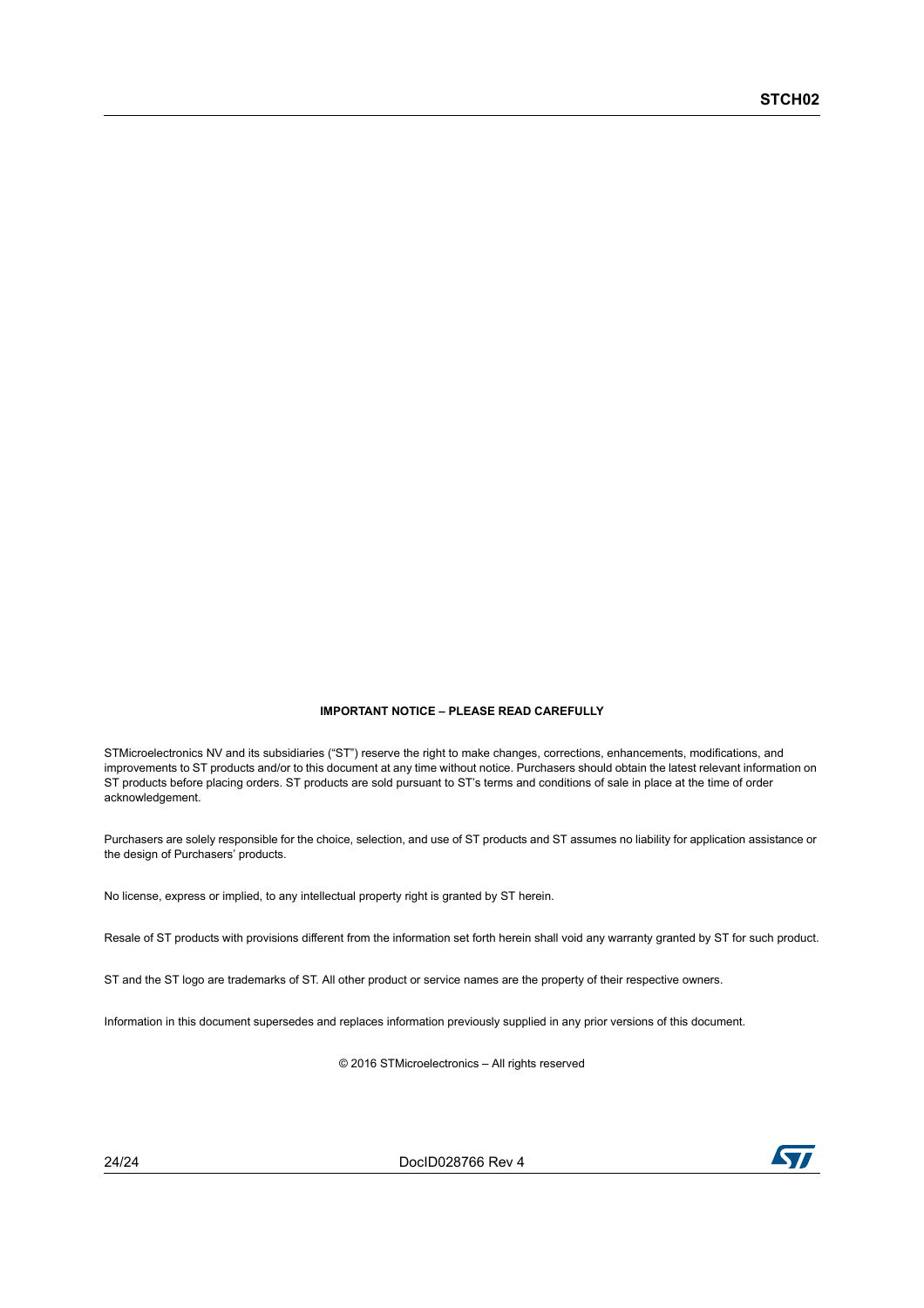**IMPORTANT NOTICE – PLEASE READ CAREFULLY**

STMicroelectronics NV and its subsidiaries ("ST") reserve the right to make changes, corrections, enhancements, modifications, and improvements to ST products and/or to this document at any time without notice. Purchasers should obtain the latest relevant information on ST products before placing orders. ST products are sold pursuant to ST's terms and conditions of sale in place at the time of order acknowledgement.

Purchasers are solely responsible for the choice, selection, and use of ST products and ST assumes no liability for application assistance or the design of Purchasers' products.

No license, express or implied, to any intellectual property right is granted by ST herein.

Resale of ST products with provisions different from the information set forth herein shall void any warranty granted by ST for such product.

ST and the ST logo are trademarks of ST. All other product or service names are the property of their respective owners.

Information in this document supersedes and replaces information previously supplied in any prior versions of this document.

© 2016 STMicroelectronics – All rights reserved